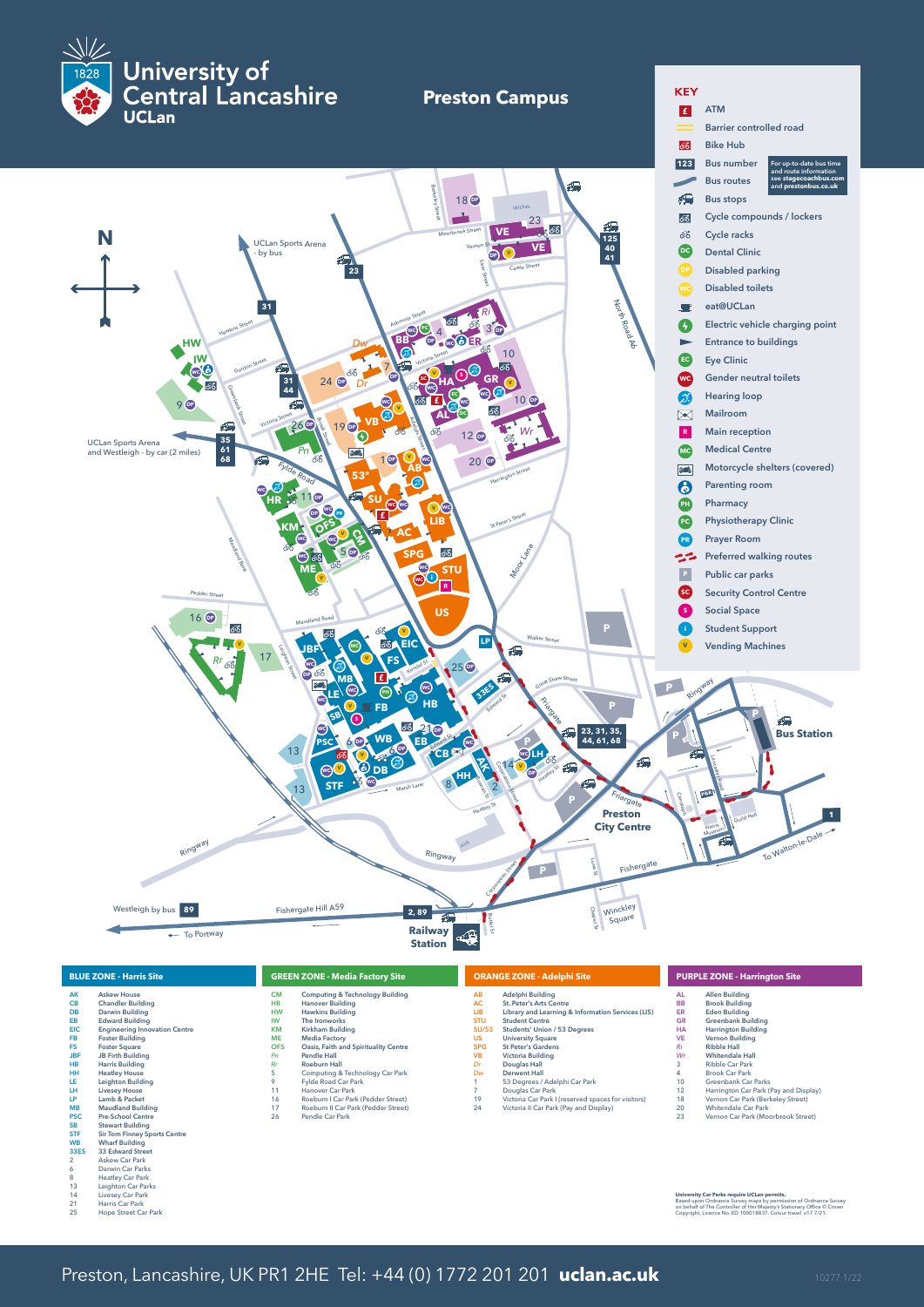# University of Central Lancashire UCLan

## Preston Campus

### KEY

- ATM
- Barrier controlled road
- Bike Hub
- Bus number — For up-to-date bus time and route information see stagecoachbus.com and prestonbus.co.uk
- Bus routes
- Bus stops
- Cycle compounds / lockers
- Cycle racks
- Dental Clinic
- Disabled parking
- Disabled toilets
- eat@UCLan
- Electric vehicle charging point
- Entrance to buildings
- Eye Clinic
- Gender neutral toilets
- Hearing loop
- Mailroom
- Main reception
- Medical Centre
- Motorcycle shelters (covered)
- Parenting room
- Pharmacy
- Physiotherapy Clinic
- Prayer Room
- Preferred walking routes
- Public car parks
- Security Control Centre
- Social Space
- Student Support
- Vending Machines

UCLan Sports Arena - by bus

UCLan Sports Arena and Westleigh - by car (2 miles)

Westleigh by bus 89

To Portway

Railway Station

Bus Station

Preston City Centre

To Walton-le-Dale

### BLUE ZONE - Harris Site

| | |
|---|---|
| AK | Askew House |
| CB | Chandler Building |
| DB | Darwin Building |
| EB | Edward Building |
| EIC | Engineering Innovation Centre |
| FB | Foster Building |
| FS | Foster Square |
| JBF | JB Firth Building |
| HB | Harris Building |
| HH | Heatley House |
| LE | Leighton Building |
| LH | Livesey House |
| LP | Lamb & Packet |
| MB | Maudland Building |
| PSC | Pre-School Centre |
| SB | Stewart Building |
| STF | Sir Tom Finney Sports Centre |
| WB | Wharf Building |
| 33ES | 33 Edward Street |
| 2 | Askew Car Park |
| 6 | Darwin Car Parks |
| 8 | Heatley Car Park |
| 13 | Leighton Car Parks |
| 14 | Livesey Car Park |
| 21 | Harris Car Park |
| 25 | Hope Street Car Park |

### GREEN ZONE - Media Factory Site

| | |
|---|---|
| CM | Computing & Technology Building |
| HR | Hanover Building |
| HW | Hawkins Building |
| IW | The Ironworks |
| KM | Kirkham Building |
| ME | Media Factory |
| OFS | Oasis, Faith and Spirituality Centre |
| Pn | Pendle Hall |
| Rr | Roeburn Hall |
| 5 | Computing & Technology Car Park |
| 9 | Fylde Road Car Park |
| 11 | Hanover Car Park |
| 16 | Roeburn I Car Park (Pedder Street) |
| 17 | Roeburn II Car Park (Pedder Street) |
| 26 | Pendle Car Park |

### ORANGE ZONE - Adelphi Site

| | |
|---|---|
| AB | Adelphi Building |
| AC | St. Peter's Arts Centre |
| LIB | Library and Learning & Information Services (LIS) |
| STU | Student Centre |
| SU/53 | Students' Union / 53 Degrees |
| US | University Square |
| SPG | St Peter's Gardens |
| VB | Victoria Building |
| Dr | Douglas Hall |
| Dw | Derwent Hall |
| 1 | 53 Degrees / Adelphi Car Park |
| 7 | Douglas Car Park |
| 19 | Victoria Car Park I (reserved spaces for visitors) |
| 24 | Victoria II Car Park (Pay and Display) |

### PURPLE ZONE - Harrington Site

| | |
|---|---|
| AL | Allen Building |
| BB | Brook Building |
| ER | Eden Building |
| GR | Greenbank Building |
| HA | Harrington Building |
| VE | Vernon Building |
| Ri | Ribble Hall |
| Wr | Whitendale Hall |
| 3 | Ribble Car Park |
| 4 | Brook Car Park |
| 10 | Greenbank Car Parks |
| 12 | Harrington Car Park (Pay and Display) |
| 18 | Vernon Car Park (Berkeley Street) |
| 20 | Whitendale Car Park |
| 23 | Vernon Car Park (Moorbrook Street) |

**University Car Parks require UCLan permits.**
Based upon Ordnance Survey maps by permission of Ordnance Survey on behalf of The Controller of Her Majesty's Stationery Office © Crown Copyright, Licence No. ED 100018837. Colour travel v17 7/21.

Preston, Lancashire, UK PR1 2HE Tel: +44 (0) 1772 201 201 **uclan.ac.uk**

10277 1/22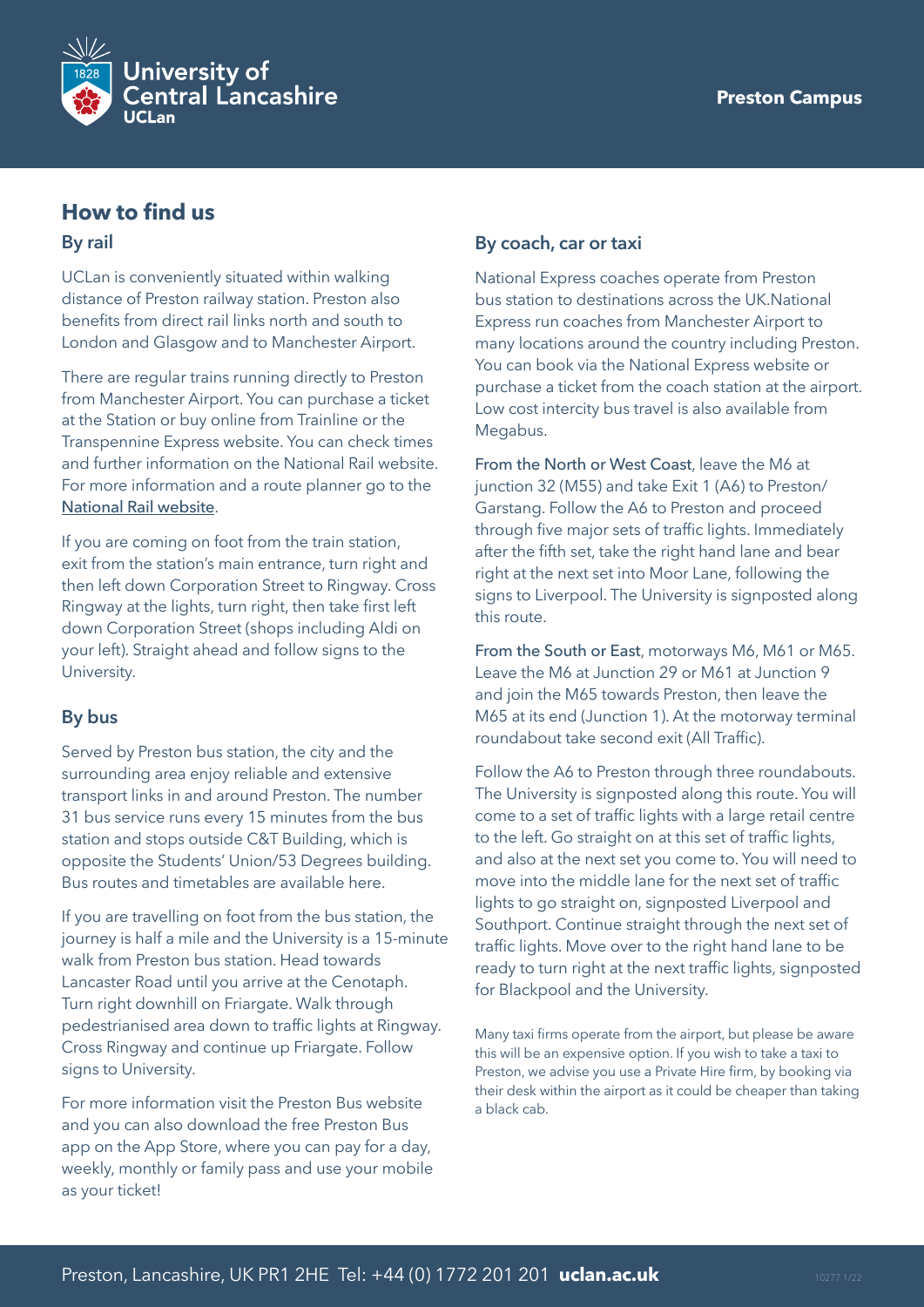# How to find us

## By rail

UCLan is conveniently situated within walking distance of Preston railway station. Preston also benefits from direct rail links north and south to London and Glasgow and to Manchester Airport.

There are regular trains running directly to Preston from Manchester Airport. You can purchase a ticket at the Station or buy online from Trainline or the Transpennine Express website. You can check times and further information on the National Rail website. For more information and a route planner go to the National Rail website.

If you are coming on foot from the train station, exit from the station's main entrance, turn right and then left down Corporation Street to Ringway. Cross Ringway at the lights, turn right, then take first left down Corporation Street (shops including Aldi on your left). Straight ahead and follow signs to the University.

## By bus

Served by Preston bus station, the city and the surrounding area enjoy reliable and extensive transport links in and around Preston. The number 31 bus service runs every 15 minutes from the bus station and stops outside C&T Building, which is opposite the Students' Union/53 Degrees building. Bus routes and timetables are available here.

If you are travelling on foot from the bus station, the journey is half a mile and the University is a 15-minute walk from Preston bus station. Head towards Lancaster Road until you arrive at the Cenotaph. Turn right downhill on Friargate. Walk through pedestrianised area down to traffic lights at Ringway. Cross Ringway and continue up Friargate. Follow signs to University.

For more information visit the Preston Bus website and you can also download the free Preston Bus app on the App Store, where you can pay for a day, weekly, monthly or family pass and use your mobile as your ticket!

## By coach, car or taxi

National Express coaches operate from Preston bus station to destinations across the UK.National Express run coaches from Manchester Airport to many locations around the country including Preston. You can book via the National Express website or purchase a ticket from the coach station at the airport. Low cost intercity bus travel is also available from Megabus.

From the North or West Coast, leave the M6 at junction 32 (M55) and take Exit 1 (A6) to Preston/ Garstang. Follow the A6 to Preston and proceed through five major sets of traffic lights. Immediately after the fifth set, take the right hand lane and bear right at the next set into Moor Lane, following the signs to Liverpool. The University is signposted along this route.

From the South or East, motorways M6, M61 or M65. Leave the M6 at Junction 29 or M61 at Junction 9 and join the M65 towards Preston, then leave the M65 at its end (Junction 1). At the motorway terminal roundabout take second exit (All Traffic).

Follow the A6 to Preston through three roundabouts. The University is signposted along this route. You will come to a set of traffic lights with a large retail centre to the left. Go straight on at this set of traffic lights, and also at the next set you come to. You will need to move into the middle lane for the next set of traffic lights to go straight on, signposted Liverpool and Southport. Continue straight through the next set of traffic lights. Move over to the right hand lane to be ready to turn right at the next traffic lights, signposted for Blackpool and the University.

Many taxi firms operate from the airport, but please be aware this will be an expensive option. If you wish to take a taxi to Preston, we advise you use a Private Hire firm, by booking via their desk within the airport as it could be cheaper than taking a black cab.